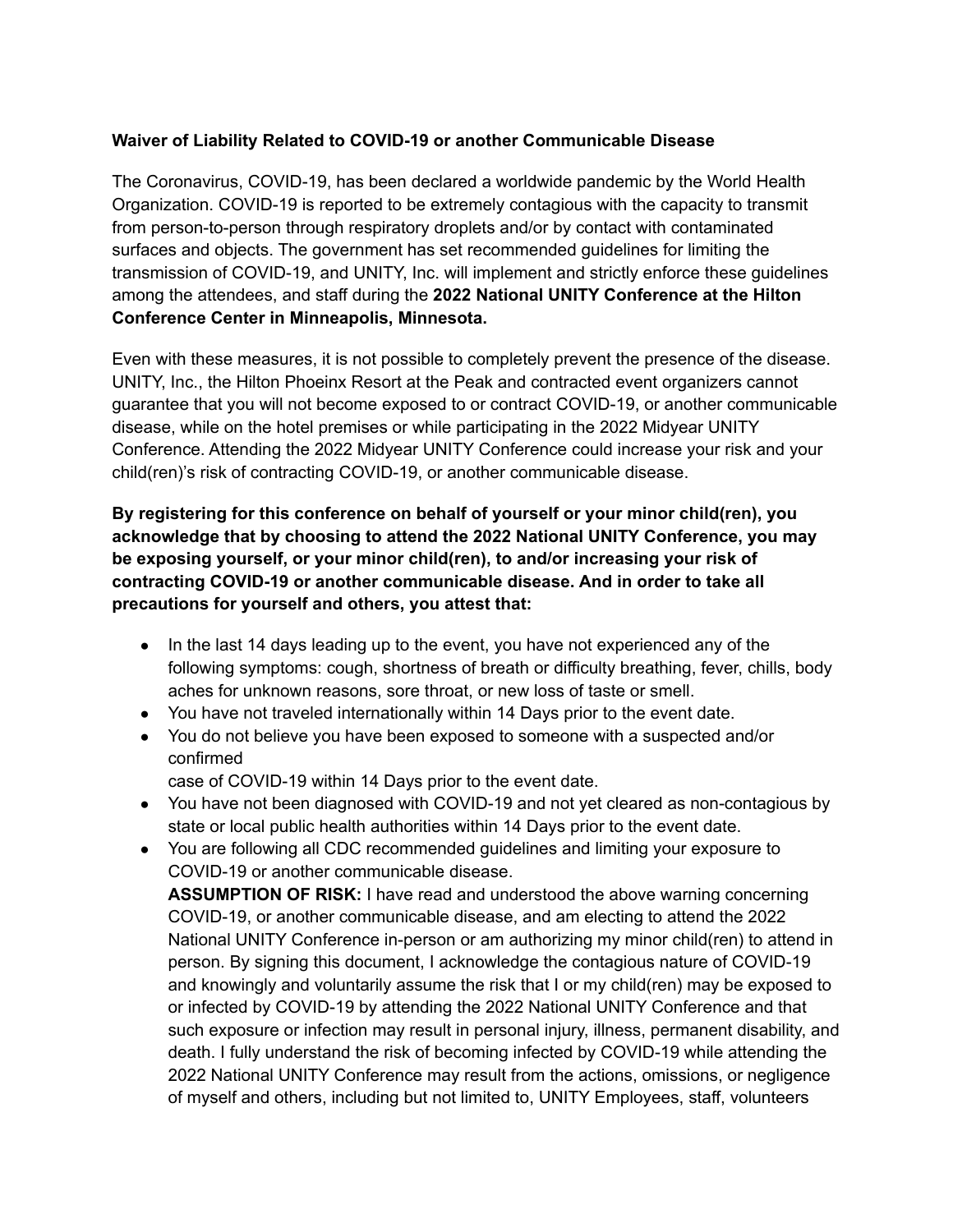**Waiver of Liability Related to COVID-19 or another Communicable Disease**

The Coronavirus, COVID-19, has been declared a worldwide pandemic by the World Health Organization. COVID-19 is reported to be extremely contagious with the capacity to transmit from person-to-person through respiratory droplets and/or by contact with contaminated surfaces and objects. The government has set recommended guidelines for limiting the transmission of COVID-19, and UNITY, Inc. will implement and strictly enforce these guidelines among the attendees, and staff during the **2022 National UNITY Conference at the Hilton Conference Center in Minneapolis, Minnesota.**

Even with these measures, it is not possible to completely prevent the presence of the disease. UNITY, Inc., the Hilton Phoeinx Resort at the Peak and contracted event organizers cannot guarantee that you will not become exposed to or contract COVID-19, or another communicable disease, while on the hotel premises or while participating in the 2022 Midyear UNITY Conference. Attending the 2022 Midyear UNITY Conference could increase your risk and your child(ren)'s risk of contracting COVID-19, or another communicable disease.

**By registering for this conference on behalf of yourself or your minor child(ren), you acknowledge that by choosing to attend the 2022 National UNITY Conference, you may be exposing yourself, or your minor child(ren), to and/or increasing your risk of contracting COVID-19 or another communicable disease. And in order to take all precautions for yourself and others, you attest that:**

- In the last 14 days leading up to the event, you have not experienced any of the following symptoms: cough, shortness of breath or difficulty breathing, fever, chills, body aches for unknown reasons, sore throat, or new loss of taste or smell.
- You have not traveled internationally within 14 Days prior to the event date.
- You do not believe you have been exposed to someone with a suspected and/or confirmed
  case of COVID-19 within 14 Days prior to the event date.
- You have not been diagnosed with COVID-19 and not yet cleared as non-contagious by state or local public health authorities within 14 Days prior to the event date.
- You are following all CDC recommended guidelines and limiting your exposure to COVID-19 or another communicable disease.
  **ASSUMPTION OF RISK:** I have read and understood the above warning concerning COVID-19, or another communicable disease, and am electing to attend the 2022 National UNITY Conference in-person or am authorizing my minor child(ren) to attend in person. By signing this document, I acknowledge the contagious nature of COVID-19 and knowingly and voluntarily assume the risk that I or my child(ren) may be exposed to or infected by COVID-19 by attending the 2022 National UNITY Conference and that such exposure or infection may result in personal injury, illness, permanent disability, and death. I fully understand the risk of becoming infected by COVID-19 while attending the 2022 National UNITY Conference may result from the actions, omissions, or negligence of myself and others, including but not limited to, UNITY Employees, staff, volunteers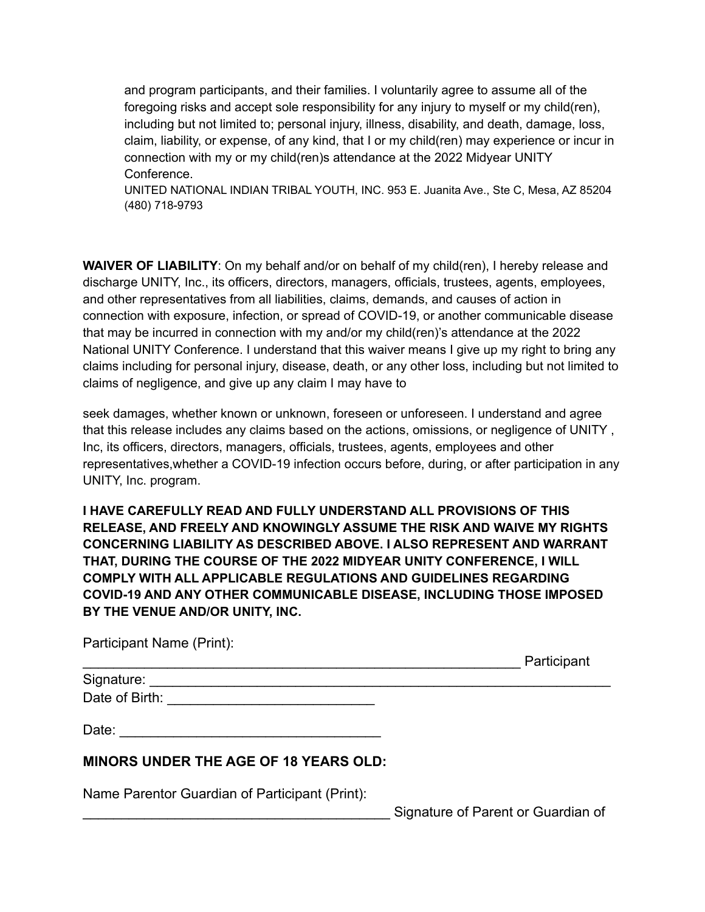and program participants, and their families. I voluntarily agree to assume all of the foregoing risks and accept sole responsibility for any injury to myself or my child(ren), including but not limited to; personal injury, illness, disability, and death, damage, loss, claim, liability, or expense, of any kind, that I or my child(ren) may experience or incur in connection with my or my child(ren)s attendance at the 2022 Midyear UNITY Conference.

UNITED NATIONAL INDIAN TRIBAL YOUTH, INC. 953 E. Juanita Ave., Ste C, Mesa, AZ 85204 (480) 718-9793

**WAIVER OF LIABILITY**: On my behalf and/or on behalf of my child(ren), I hereby release and discharge UNITY, Inc., its officers, directors, managers, officials, trustees, agents, employees, and other representatives from all liabilities, claims, demands, and causes of action in connection with exposure, infection, or spread of COVID-19, or another communicable disease that may be incurred in connection with my and/or my child(ren)'s attendance at the 2022 National UNITY Conference. I understand that this waiver means I give up my right to bring any claims including for personal injury, disease, death, or any other loss, including but not limited to claims of negligence, and give up any claim I may have to

seek damages, whether known or unknown, foreseen or unforeseen. I understand and agree that this release includes any claims based on the actions, omissions, or negligence of UNITY , Inc, its officers, directors, managers, officials, trustees, agents, employees and other representatives,whether a COVID-19 infection occurs before, during, or after participation in any UNITY, Inc. program.

**I HAVE CAREFULLY READ AND FULLY UNDERSTAND ALL PROVISIONS OF THIS RELEASE, AND FREELY AND KNOWINGLY ASSUME THE RISK AND WAIVE MY RIGHTS CONCERNING LIABILITY AS DESCRIBED ABOVE. I ALSO REPRESENT AND WARRANT THAT, DURING THE COURSE OF THE 2022 MIDYEAR UNITY CONFERENCE, I WILL COMPLY WITH ALL APPLICABLE REGULATIONS AND GUIDELINES REGARDING COVID-19 AND ANY OTHER COMMUNICABLE DISEASE, INCLUDING THOSE IMPOSED BY THE VENUE AND/OR UNITY, INC.**

Participant Name (Print):
___________________________________________________________ Participant Signature: ________________________________________________________________
Date of Birth: ___________________________

Date: __________________________________

**MINORS UNDER THE AGE OF 18 YEARS OLD:**

Name Parentor Guardian of Participant (Print):
________________________________________ Signature of Parent or Guardian of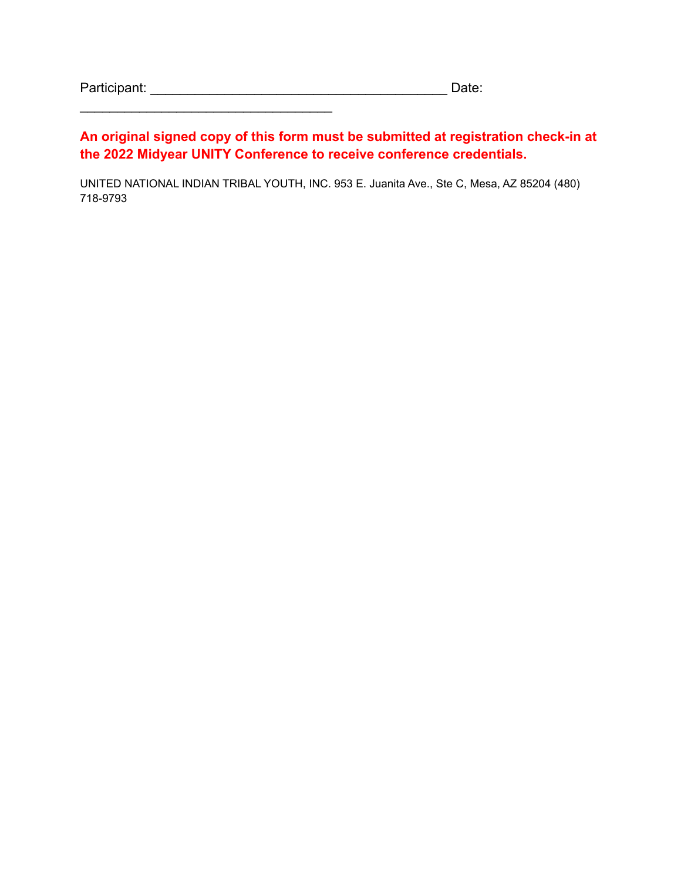Participant: ________________________________________ Date: ___________________________________

**An original signed copy of this form must be submitted at registration check-in at the 2022 Midyear UNITY Conference to receive conference credentials.**

UNITED NATIONAL INDIAN TRIBAL YOUTH, INC. 953 E. Juanita Ave., Ste C, Mesa, AZ 85204 (480) 718-9793